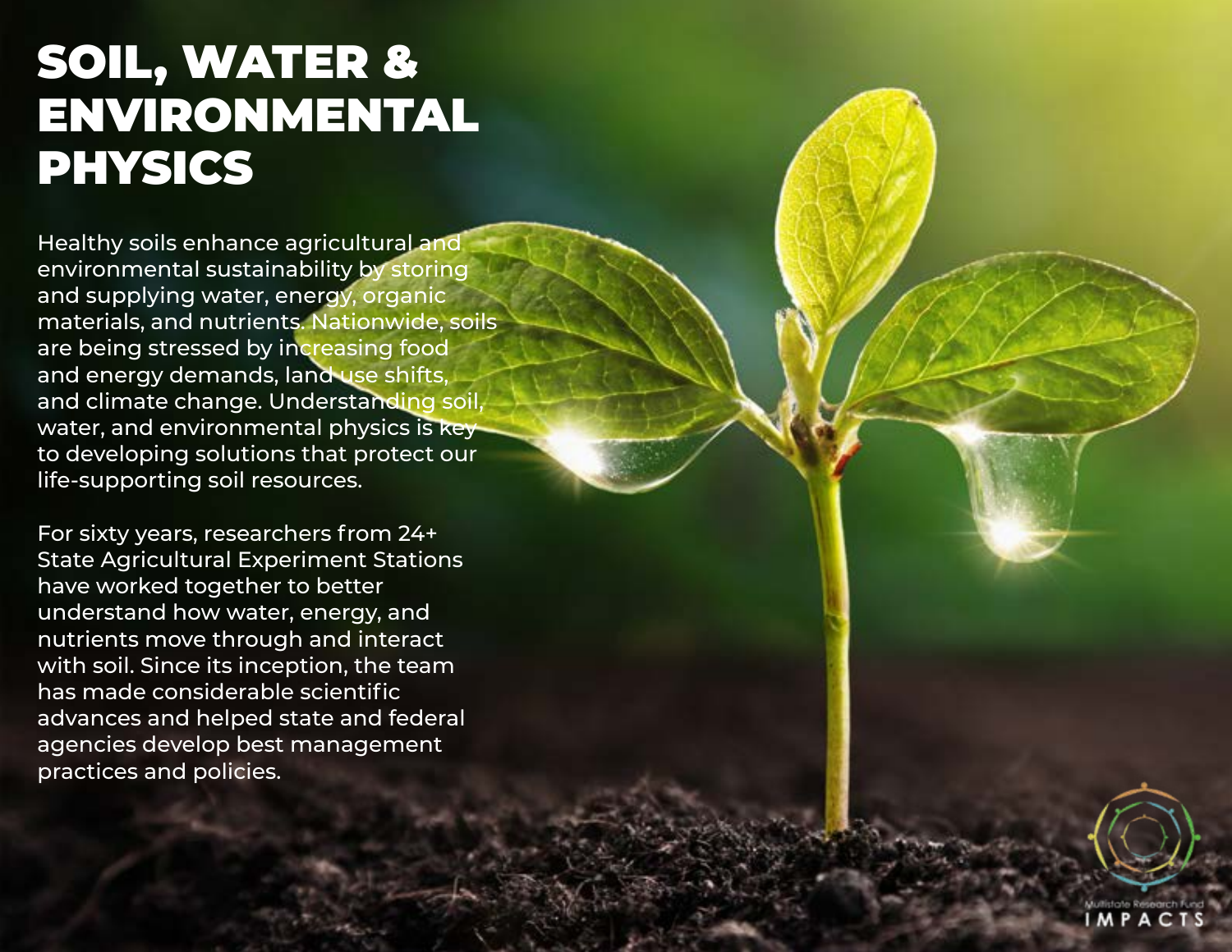# SOIL, WATER & ENVIRONMENTAL PHYSICS

Healthy soils enhance agricultural and environmental sustainability by storing and supplying water, energy, organic materials, and nutrients. Nationwide, soils are being stressed by increasing food and energy demands, land-use shifts, and climate change. Understanding soil, water, and environmental physics is key to developing solutions that protect our life-supporting soil resources.

For sixty years, researchers from 24+ State Agricultural Experiment Stations have worked together to better understand how water, energy, and nutrients move through and interact with soil. Since its inception, the team has made considerable scientific advances and helped state and federal agencies develop best management practices and policies.

Multistate Research Fund IMPACTS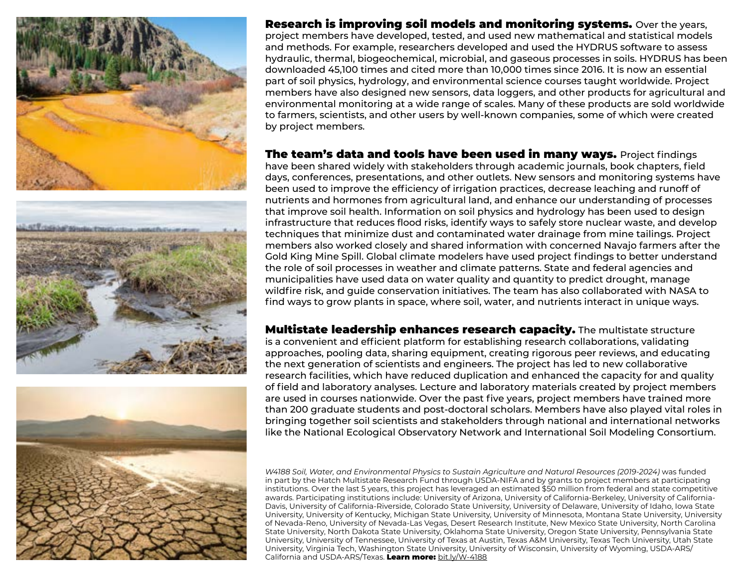**Research is improving soil models and monitoring systems.** Over the years, project members have developed, tested, and used new mathematical and statistical models and methods. For example, researchers developed and used the HYDRUS software to assess hydraulic, thermal, biogeochemical, microbial, and gaseous processes in soils. HYDRUS has been downloaded 45,100 times and cited more than 10,000 times since 2016. It is now an essential part of soil physics, hydrology, and environmental science courses taught worldwide. Project members have also designed new sensors, data loggers, and other products for agricultural and environmental monitoring at a wide range of scales. Many of these products are sold worldwide to farmers, scientists, and other users by well-known companies, some of which were created by project members.

**The team's data and tools have been used in many ways.** Project findings have been shared widely with stakeholders through academic journals, book chapters, field days, conferences, presentations, and other outlets. New sensors and monitoring systems have been used to improve the efficiency of irrigation practices, decrease leaching and runoff of nutrients and hormones from agricultural land, and enhance our understanding of processes that improve soil health. Information on soil physics and hydrology has been used to design infrastructure that reduces flood risks, identify ways to safely store nuclear waste, and develop techniques that minimize dust and contaminated water drainage from mine tailings. Project members also worked closely and shared information with concerned Navajo farmers after the Gold King Mine Spill. Global climate modelers have used project findings to better understand the role of soil processes in weather and climate patterns. State and federal agencies and municipalities have used data on water quality and quantity to predict drought, manage wildfire risk, and guide conservation initiatives. The team has also collaborated with NASA to find ways to grow plants in space, where soil, water, and nutrients interact in unique ways.

**Multistate leadership enhances research capacity.** The multistate structure is a convenient and efficient platform for establishing research collaborations, validating approaches, pooling data, sharing equipment, creating rigorous peer reviews, and educating the next generation of scientists and engineers. The project has led to new collaborative research facilities, which have reduced duplication and enhanced the capacity for and quality of field and laboratory analyses. Lecture and laboratory materials created by project members are used in courses nationwide. Over the past five years, project members have trained more than 200 graduate students and post-doctoral scholars. Members have also played vital roles in bringing together soil scientists and stakeholders through national and international networks like the National Ecological Observatory Network and International Soil Modeling Consortium.

*W4188 Soil, Water, and Environmental Physics to Sustain Agriculture and Natural Resources (2019-2024)* was funded in part by the Hatch Multistate Research Fund through USDA-NIFA and by grants to project members at participating institutions. Over the last 5 years, this project has leveraged an estimated $50 million from federal and state competitive awards. Participating institutions include: University of Arizona, University of California-Berkeley, University of California-Davis, University of California-Riverside, Colorado State University, University of Delaware, University of Idaho, Iowa State University, University of Kentucky, Michigan State University, University of Minnesota, Montana State University, University of Nevada-Reno, University of Nevada-Las Vegas, Desert Research Institute, New Mexico State University, North Carolina State University, North Dakota State University, Oklahoma State University, Oregon State University, Pennsylvania State University, University of Tennessee, University of Texas at Austin, Texas A&M University, Texas Tech University, Utah State University, Virginia Tech, Washington State University, University of Wisconsin, University of Wyoming, USDA-ARS/California and USDA-ARS/Texas. **Learn more:** bit.ly/W-4188